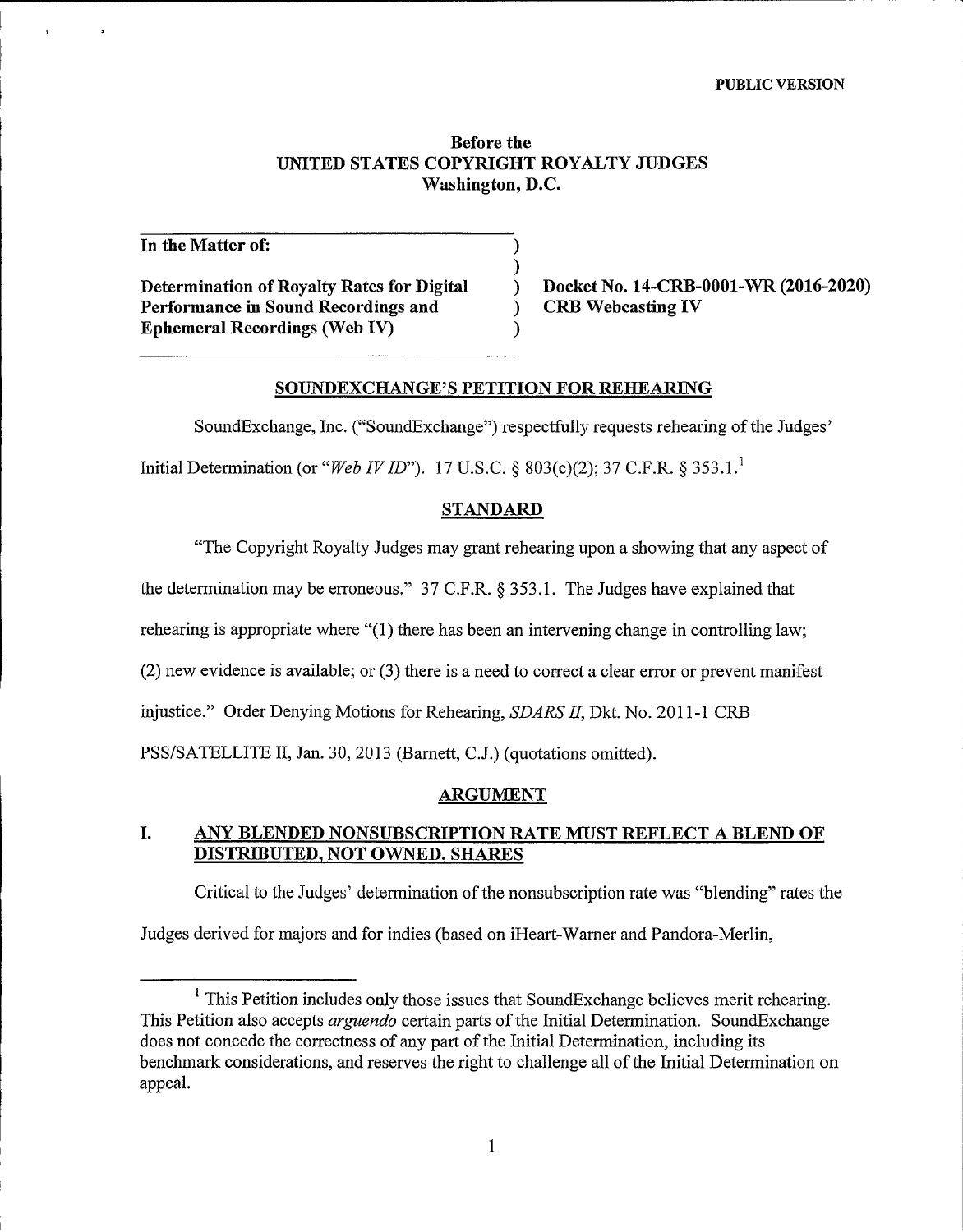PUBLIC VERSION

**Before the**
**UNITED STATES COPYRIGHT ROYALTY JUDGES**
**Washington, D.C.**

| | |
|---|---|
| **In the Matter of:** | |
| **Determination of Royalty Rates for Digital Performance in Sound Recordings and Ephemeral Recordings (Web IV)** | **Docket No. 14-CRB-0001-WR (2016-2020)** **CRB Webcasting IV** |

## SOUNDEXCHANGE'S PETITION FOR REHEARING

SoundExchange, Inc. ("SoundExchange") respectfully requests rehearing of the Judges' Initial Determination (or "*Web IV ID*"). 17 U.S.C. § 803(c)(2); 37 C.F.R. § 353.1.[1]

## STANDARD

"The Copyright Royalty Judges may grant rehearing upon a showing that any aspect of the determination may be erroneous." 37 C.F.R. § 353.1. The Judges have explained that rehearing is appropriate where "(1) there has been an intervening change in controlling law; (2) new evidence is available; or (3) there is a need to correct a clear error or prevent manifest injustice." Order Denying Motions for Rehearing, *SDARS II*, Dkt. No. 2011-1 CRB PSS/SATELLITE II, Jan. 30, 2013 (Barnett, C.J.) (quotations omitted).

## ARGUMENT

### I. ANY BLENDED NONSUBSCRIPTION RATE MUST REFLECT A BLEND OF DISTRIBUTED, NOT OWNED, SHARES

Critical to the Judges' determination of the nonsubscription rate was "blending" rates the Judges derived for majors and for indies (based on iHeart-Warner and Pandora-Merlin,

[1] This Petition includes only those issues that SoundExchange believes merit rehearing. This Petition also accepts *arguendo* certain parts of the Initial Determination. SoundExchange does not concede the correctness of any part of the Initial Determination, including its benchmark considerations, and reserves the right to challenge all of the Initial Determination on appeal.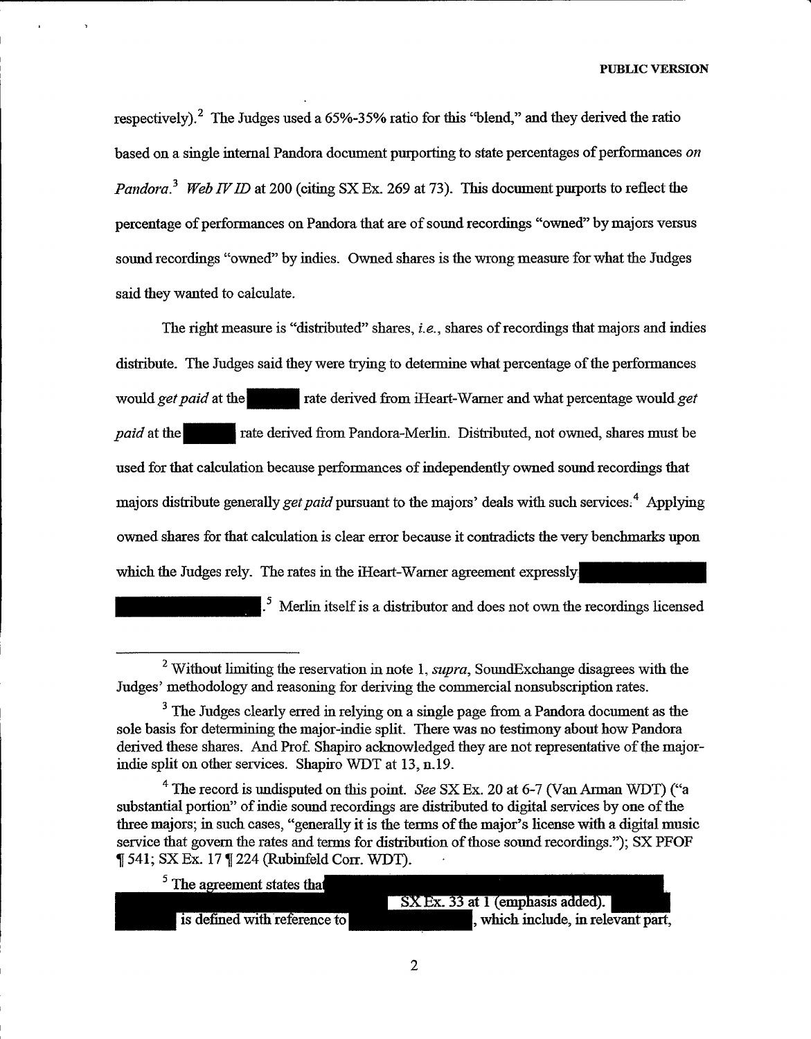respectively).[2] The Judges used a 65%-35% ratio for this "blend," and they derived the ratio based on a single internal Pandora document purporting to state percentages of performances *on Pandora*.[3] *Web IV ID* at 200 (citing SX Ex. 269 at 73). This document purports to reflect the percentage of performances on Pandora that are of sound recordings "owned" by majors versus sound recordings "owned" by indies. Owned shares is the wrong measure for what the Judges said they wanted to calculate.

The right measure is "distributed" shares, *i.e.*, shares of recordings that majors and indies distribute. The Judges said they were trying to determine what percentage of the performances would *get paid* at the [REDACTED] rate derived from iHeart-Warner and what percentage would *get paid* at the [REDACTED] rate derived from Pandora-Merlin. Distributed, not owned, shares must be used for that calculation because performances of independently owned sound recordings that majors distribute generally *get paid* pursuant to the majors' deals with such services.[4] Applying owned shares for that calculation is clear error because it contradicts the very benchmarks upon which the Judges rely. The rates in the iHeart-Warner agreement expressly [REDACTED] [REDACTED].[5] Merlin itself is a distributor and does not own the recordings licensed

---

[2] Without limiting the reservation in note 1, *supra*, SoundExchange disagrees with the Judges' methodology and reasoning for deriving the commercial nonsubscription rates.

[3] The Judges clearly erred in relying on a single page from a Pandora document as the sole basis for determining the major-indie split. There was no testimony about how Pandora derived these shares. And Prof. Shapiro acknowledged they are not representative of the major-indie split on other services. Shapiro WDT at 13, n.19.

[4] The record is undisputed on this point. *See* SX Ex. 20 at 6-7 (Van Arman WDT) ("a substantial portion" of indie sound recordings are distributed to digital services by one of the three majors; in such cases, "generally it is the terms of the major's license with a digital music service that govern the rates and terms for distribution of those sound recordings."); SX PFOF ¶ 541; SX Ex. 17 ¶ 224 (Rubinfeld Corr. WDT).

[5] The agreement states that [REDACTED] SX Ex. 33 at 1 (emphasis added). [REDACTED] is defined with reference to [REDACTED], which include, in relevant part,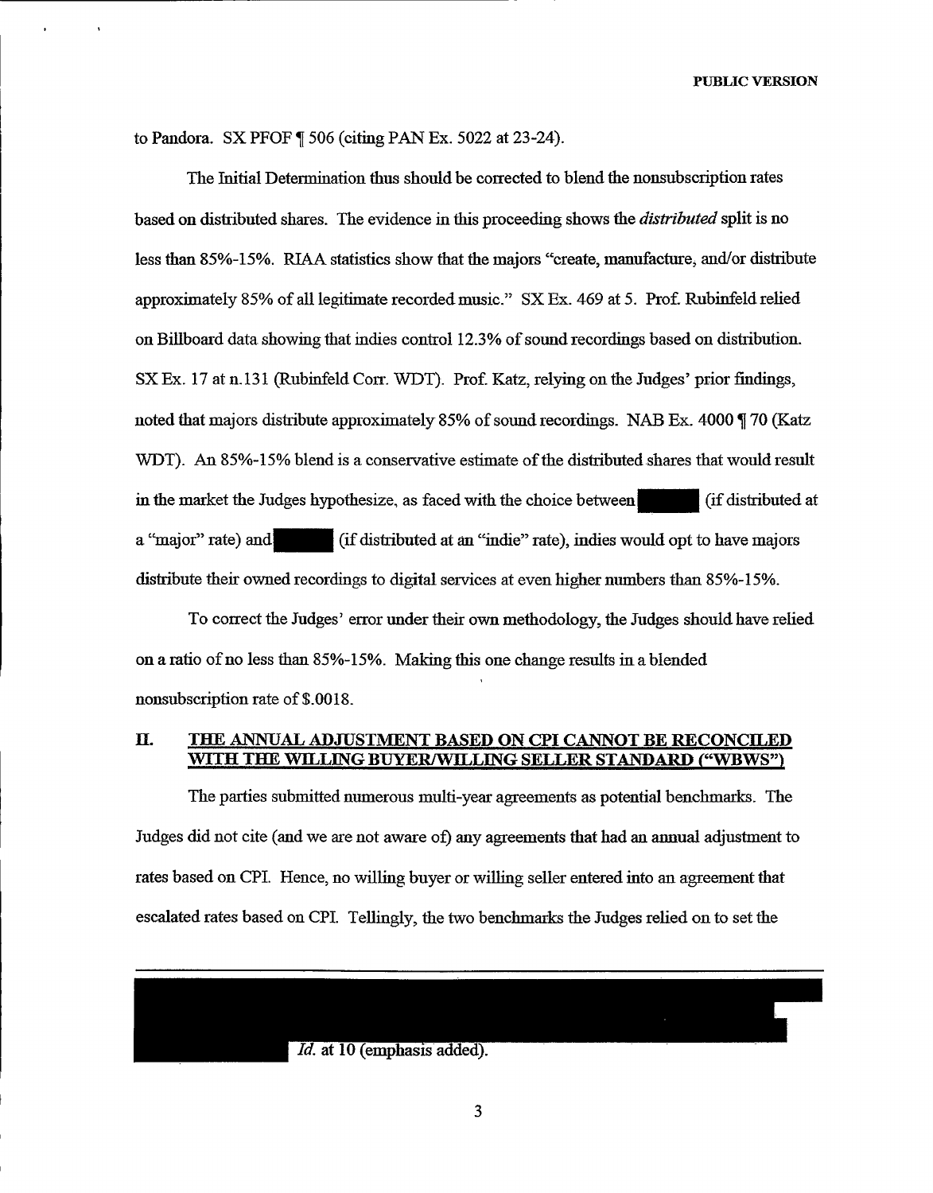to Pandora. SX PFOF ¶ 506 (citing PAN Ex. 5022 at 23-24).

The Initial Determination thus should be corrected to blend the nonsubscription rates based on distributed shares. The evidence in this proceeding shows the *distributed* split is no less than 85%-15%. RIAA statistics show that the majors "create, manufacture, and/or distribute approximately 85% of all legitimate recorded music." SX Ex. 469 at 5. Prof. Rubinfeld relied on Billboard data showing that indies control 12.3% of sound recordings based on distribution. SX Ex. 17 at n.131 (Rubinfeld Corr. WDT). Prof. Katz, relying on the Judges' prior findings, noted that majors distribute approximately 85% of sound recordings. NAB Ex. 4000 ¶ 70 (Katz WDT). An 85%-15% blend is a conservative estimate of the distributed shares that would result in the market the Judges hypothesize, as faced with the choice between [REDACTED] (if distributed at a "major" rate) and [REDACTED] (if distributed at an "indie" rate), indies would opt to have majors distribute their owned recordings to digital services at even higher numbers than 85%-15%.

To correct the Judges' error under their own methodology, the Judges should have relied on a ratio of no less than 85%-15%. Making this one change results in a blended nonsubscription rate of $.0018.

## II. THE ANNUAL ADJUSTMENT BASED ON CPI CANNOT BE RECONCILED WITH THE WILLING BUYER/WILLING SELLER STANDARD ("WBWS")

The parties submitted numerous multi-year agreements as potential benchmarks. The Judges did not cite (and we are not aware of) any agreements that had an annual adjustment to rates based on CPI. Hence, no willing buyer or willing seller entered into an agreement that escalated rates based on CPI. Tellingly, the two benchmarks the Judges relied on to set the

---

[REDACTED] *Id.* at 10 (emphasis added).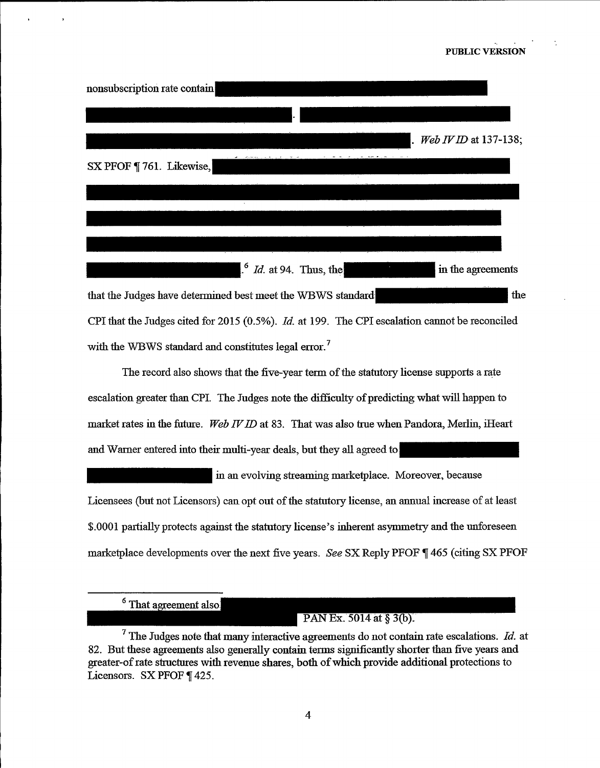nonsubscription rate contain . *Web IV ID* at 137-138; SX PFOF ¶ 761. Likewise, .[6] *Id.* at 94. Thus, the in the agreements that the Judges have determined best meet the WBWS standard the CPI that the Judges cited for 2015 (0.5%). *Id.* at 199. The CPI escalation cannot be reconciled with the WBWS standard and constitutes legal error.[7]

The record also shows that the five-year term of the statutory license supports a rate escalation greater than CPI. The Judges note the difficulty of predicting what will happen to market rates in the future. *Web IV ID* at 83. That was also true when Pandora, Merlin, iHeart and Warner entered into their multi-year deals, but they all agreed to in an evolving streaming marketplace. Moreover, because Licensees (but not Licensors) can opt out of the statutory license, an annual increase of at least \$.0001 partially protects against the statutory license's inherent asymmetry and the unforeseen marketplace developments over the next five years. *See* SX Reply PFOF ¶ 465 (citing SX PFOF

---

[6] That agreement also PAN Ex. 5014 at § 3(b).

[7] The Judges note that many interactive agreements do not contain rate escalations. *Id.* at 82. But these agreements also generally contain terms significantly shorter than five years and greater-of rate structures with revenue shares, both of which provide additional protections to Licensors. SX PFOF ¶ 425.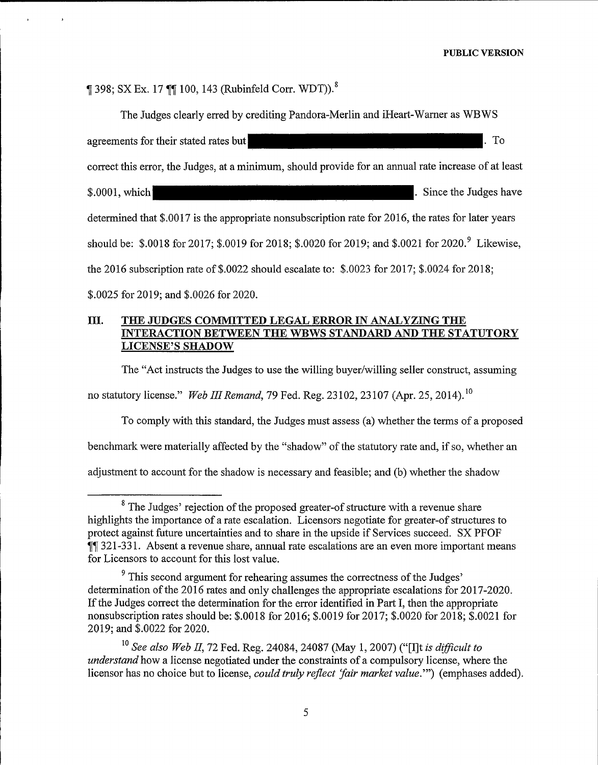¶ 398; SX Ex. 17 ¶¶ 100, 143 (Rubinfeld Corr. WDT)).[8]

The Judges clearly erred by crediting Pandora-Merlin and iHeart-Warner as WBWS agreements for their stated rates but [REDACTED]. To correct this error, the Judges, at a minimum, should provide for an annual rate increase of at least $.0001, which [REDACTED]. Since the Judges have determined that $.0017 is the appropriate nonsubscription rate for 2016, the rates for later years should be: $.0018 for 2017; $.0019 for 2018; $.0020 for 2019; and $.0021 for 2020.[9] Likewise, the 2016 subscription rate of $.0022 should escalate to: $.0023 for 2017; $.0024 for 2018; $.0025 for 2019; and $.0026 for 2020.

## III. THE JUDGES COMMITTED LEGAL ERROR IN ANALYZING THE INTERACTION BETWEEN THE WBWS STANDARD AND THE STATUTORY LICENSE'S SHADOW

The "Act instructs the Judges to use the willing buyer/willing seller construct, assuming no statutory license." *Web III Remand*, 79 Fed. Reg. 23102, 23107 (Apr. 25, 2014).[10]

To comply with this standard, the Judges must assess (a) whether the terms of a proposed benchmark were materially affected by the "shadow" of the statutory rate and, if so, whether an adjustment to account for the shadow is necessary and feasible; and (b) whether the shadow

---

[8] The Judges' rejection of the proposed greater-of structure with a revenue share highlights the importance of a rate escalation. Licensors negotiate for greater-of structures to protect against future uncertainties and to share in the upside if Services succeed. SX PFOF ¶¶ 321-331. Absent a revenue share, annual rate escalations are an even more important means for Licensors to account for this lost value.

[9] This second argument for rehearing assumes the correctness of the Judges' determination of the 2016 rates and only challenges the appropriate escalations for 2017-2020. If the Judges correct the determination for the error identified in Part I, then the appropriate nonsubscription rates should be: $.0018 for 2016; $.0019 for 2017; $.0020 for 2018; $.0021 for 2019; and $.0022 for 2020.

[10] *See also Web II*, 72 Fed. Reg. 24084, 24087 (May 1, 2007) ("[I]t *is difficult to understand* how a license negotiated under the constraints of a compulsory license, where the licensor has no choice but to license, *could truly reflect 'fair market value*.'") (emphases added).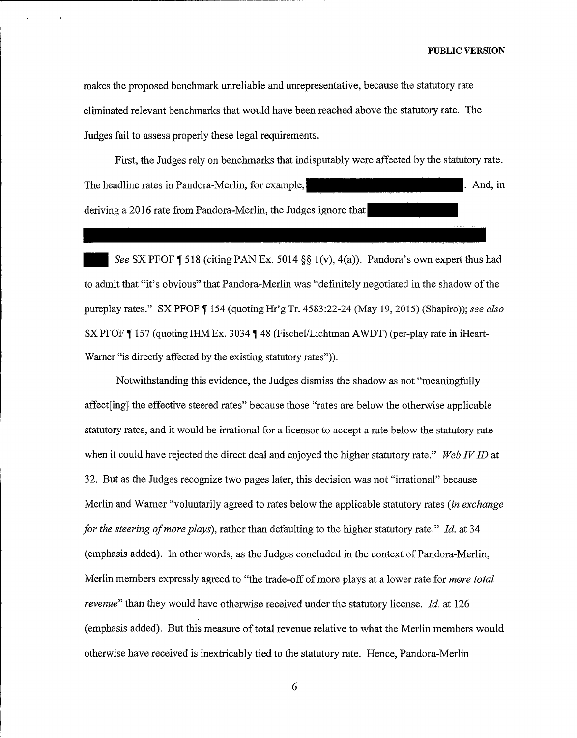makes the proposed benchmark unreliable and unrepresentative, because the statutory rate eliminated relevant benchmarks that would have been reached above the statutory rate. The Judges fail to assess properly these legal requirements.

First, the Judges rely on benchmarks that indisputably were affected by the statutory rate. The headline rates in Pandora-Merlin, for example, [REDACTED]. And, in deriving a 2016 rate from Pandora-Merlin, the Judges ignore that [REDACTED]

[REDACTED] *See* SX PFOF ¶ 518 (citing PAN Ex. 5014 §§ 1(v), 4(a)). Pandora's own expert thus had to admit that "it's obvious" that Pandora-Merlin was "definitely negotiated in the shadow of the pureplay rates." SX PFOF ¶ 154 (quoting Hr'g Tr. 4583:22-24 (May 19, 2015) (Shapiro)); *see also* SX PFOF ¶ 157 (quoting IHM Ex. 3034 ¶ 48 (Fischel/Lichtman AWDT) (per-play rate in iHeart-Warner "is directly affected by the existing statutory rates")).

Notwithstanding this evidence, the Judges dismiss the shadow as not "meaningfully affect[ing] the effective steered rates" because those "rates are below the otherwise applicable statutory rates, and it would be irrational for a licensor to accept a rate below the statutory rate when it could have rejected the direct deal and enjoyed the higher statutory rate." *Web IV ID* at 32. But as the Judges recognize two pages later, this decision was not "irrational" because Merlin and Warner "voluntarily agreed to rates below the applicable statutory rates (*in exchange for the steering of more plays*), rather than defaulting to the higher statutory rate." *Id.* at 34 (emphasis added). In other words, as the Judges concluded in the context of Pandora-Merlin, Merlin members expressly agreed to "the trade-off of more plays at a lower rate for *more total revenue*" than they would have otherwise received under the statutory license. *Id.* at 126 (emphasis added). But this measure of total revenue relative to what the Merlin members would otherwise have received is inextricably tied to the statutory rate. Hence, Pandora-Merlin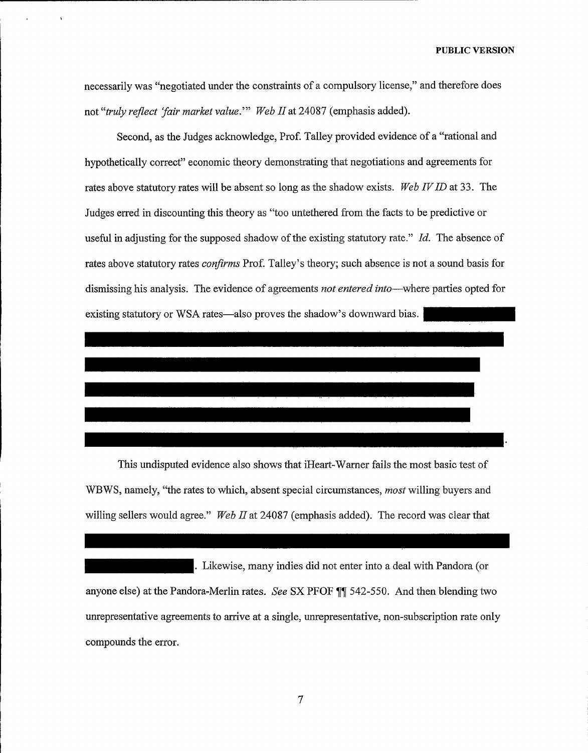necessarily was "negotiated under the constraints of a compulsory license," and therefore does not "*truly reflect 'fair market value*.'" *Web II* at 24087 (emphasis added).

Second, as the Judges acknowledge, Prof. Talley provided evidence of a "rational and hypothetically correct" economic theory demonstrating that negotiations and agreements for rates above statutory rates will be absent so long as the shadow exists. *Web IV ID* at 33. The Judges erred in discounting this theory as "too untethered from the facts to be predictive or useful in adjusting for the supposed shadow of the existing statutory rate." *Id.* The absence of rates above statutory rates *confirms* Prof. Talley's theory; such absence is not a sound basis for dismissing his analysis. The evidence of agreements *not entered into*—where parties opted for existing statutory or WSA rates—also proves the shadow's downward bias. [REDACTED].

This undisputed evidence also shows that iHeart-Warner fails the most basic test of WBWS, namely, "the rates to which, absent special circumstances, *most* willing buyers and willing sellers would agree." *Web II* at 24087 (emphasis added). The record was clear that [REDACTED]. Likewise, many indies did not enter into a deal with Pandora (or anyone else) at the Pandora-Merlin rates. *See* SX PFOF ¶¶ 542-550. And then blending two unrepresentative agreements to arrive at a single, unrepresentative, non-subscription rate only compounds the error.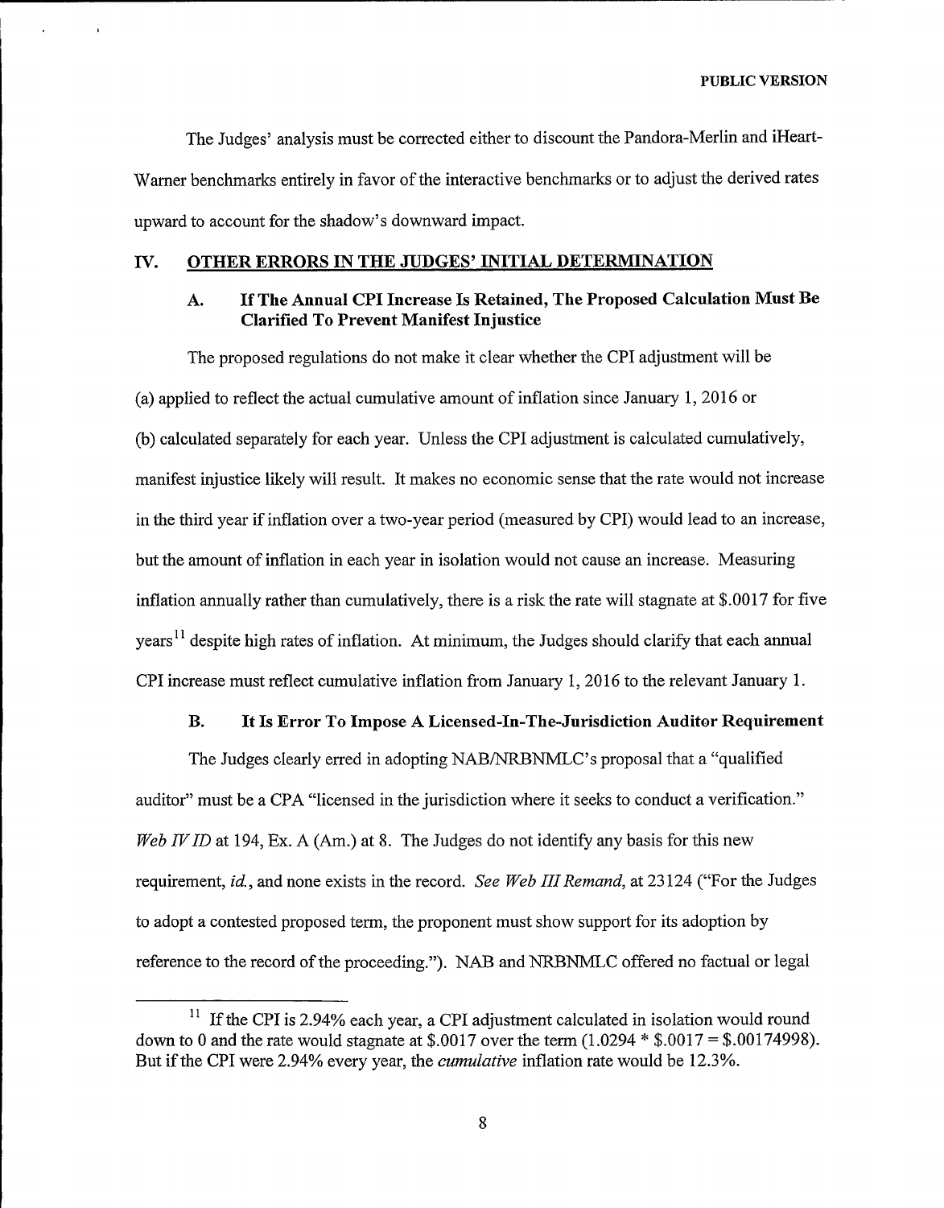PUBLIC VERSION

The Judges' analysis must be corrected either to discount the Pandora-Merlin and iHeart-Warner benchmarks entirely in favor of the interactive benchmarks or to adjust the derived rates upward to account for the shadow's downward impact.

## IV. OTHER ERRORS IN THE JUDGES' INITIAL DETERMINATION

### A. If The Annual CPI Increase Is Retained, The Proposed Calculation Must Be Clarified To Prevent Manifest Injustice

The proposed regulations do not make it clear whether the CPI adjustment will be (a) applied to reflect the actual cumulative amount of inflation since January 1, 2016 or (b) calculated separately for each year. Unless the CPI adjustment is calculated cumulatively, manifest injustice likely will result. It makes no economic sense that the rate would not increase in the third year if inflation over a two-year period (measured by CPI) would lead to an increase, but the amount of inflation in each year in isolation would not cause an increase. Measuring inflation annually rather than cumulatively, there is a risk the rate will stagnate at $.0017 for five years[11] despite high rates of inflation. At minimum, the Judges should clarify that each annual CPI increase must reflect cumulative inflation from January 1, 2016 to the relevant January 1.

### B. It Is Error To Impose A Licensed-In-The-Jurisdiction Auditor Requirement

The Judges clearly erred in adopting NAB/NRBNMLC's proposal that a "qualified auditor" must be a CPA "licensed in the jurisdiction where it seeks to conduct a verification." *Web IV ID* at 194, Ex. A (Am.) at 8. The Judges do not identify any basis for this new requirement, *id.*, and none exists in the record. *See Web III Remand*, at 23124 ("For the Judges to adopt a contested proposed term, the proponent must show support for its adoption by reference to the record of the proceeding."). NAB and NRBNMLC offered no factual or legal

---

[11] If the CPI is 2.94% each year, a CPI adjustment calculated in isolation would round down to 0 and the rate would stagnate at $.0017 over the term (1.0294 * $.0017 = $.00174998). But if the CPI were 2.94% every year, the *cumulative* inflation rate would be 12.3%.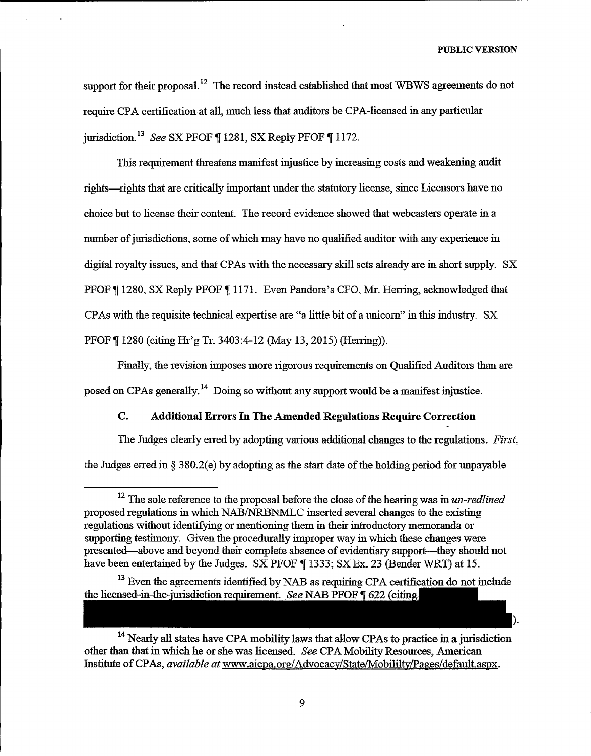support for their proposal.[12] The record instead established that most WBWS agreements do not require CPA certification at all, much less that auditors be CPA-licensed in any particular jurisdiction.[13] *See* SX PFOF ¶ 1281, SX Reply PFOF ¶ 1172.

This requirement threatens manifest injustice by increasing costs and weakening audit rights—rights that are critically important under the statutory license, since Licensors have no choice but to license their content. The record evidence showed that webcasters operate in a number of jurisdictions, some of which may have no qualified auditor with any experience in digital royalty issues, and that CPAs with the necessary skill sets already are in short supply. SX PFOF ¶ 1280, SX Reply PFOF ¶ 1171. Even Pandora's CFO, Mr. Herring, acknowledged that CPAs with the requisite technical expertise are "a little bit of a unicorn" in this industry. SX PFOF ¶ 1280 (citing Hr'g Tr. 3403:4-12 (May 13, 2015) (Herring)).

Finally, the revision imposes more rigorous requirements on Qualified Auditors than are posed on CPAs generally.[14] Doing so without any support would be a manifest injustice.

### C. Additional Errors In The Amended Regulations Require Correction

The Judges clearly erred by adopting various additional changes to the regulations. *First*, the Judges erred in § 380.2(e) by adopting as the start date of the holding period for unpayable

---

[12] The sole reference to the proposal before the close of the hearing was in *un-redlined* proposed regulations in which NAB/NRBNMLC inserted several changes to the existing regulations without identifying or mentioning them in their introductory memoranda or supporting testimony. Given the procedurally improper way in which these changes were presented—above and beyond their complete absence of evidentiary support—they should not have been entertained by the Judges. SX PFOF ¶ 1333; SX Ex. 23 (Bender WRT) at 15.

[13] Even the agreements identified by NAB as requiring CPA certification do not include the licensed-in-the-jurisdiction requirement. *See* NAB PFOF ¶ 622 (citing [REDACTED]).

[14] Nearly all states have CPA mobility laws that allow CPAs to practice in a jurisdiction other than that in which he or she was licensed. *See* CPA Mobility Resources, American Institute of CPAs, *available at* www.aicpa.org/Advocacy/State/Mobililty/Pages/default.aspx.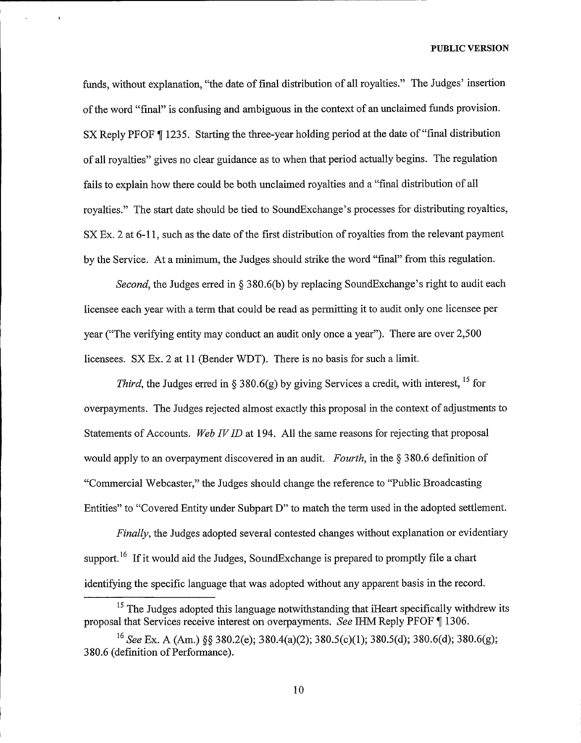funds, without explanation, "the date of final distribution of all royalties." The Judges' insertion of the word "final" is confusing and ambiguous in the context of an unclaimed funds provision. SX Reply PFOF ¶ 1235. Starting the three-year holding period at the date of "final distribution of all royalties" gives no clear guidance as to when that period actually begins. The regulation fails to explain how there could be both unclaimed royalties and a "final distribution of all royalties." The start date should be tied to SoundExchange's processes for distributing royalties, SX Ex. 2 at 6-11, such as the date of the first distribution of royalties from the relevant payment by the Service. At a minimum, the Judges should strike the word "final" from this regulation.

*Second*, the Judges erred in § 380.6(b) by replacing SoundExchange's right to audit each licensee each year with a term that could be read as permitting it to audit only one licensee per year ("The verifying entity may conduct an audit only once a year"). There are over 2,500 licensees. SX Ex. 2 at 11 (Bender WDT). There is no basis for such a limit.

*Third*, the Judges erred in § 380.6(g) by giving Services a credit, with interest, [15] for overpayments. The Judges rejected almost exactly this proposal in the context of adjustments to Statements of Accounts. *Web IV ID* at 194. All the same reasons for rejecting that proposal would apply to an overpayment discovered in an audit. *Fourth*, in the § 380.6 definition of "Commercial Webcaster," the Judges should change the reference to "Public Broadcasting Entities" to "Covered Entity under Subpart D" to match the term used in the adopted settlement.

*Finally*, the Judges adopted several contested changes without explanation or evidentiary support.[16] If it would aid the Judges, SoundExchange is prepared to promptly file a chart identifying the specific language that was adopted without any apparent basis in the record.

---

[15] The Judges adopted this language notwithstanding that iHeart specifically withdrew its proposal that Services receive interest on overpayments. *See* IHM Reply PFOF ¶ 1306.

[16] *See* Ex. A (Am.) §§ 380.2(e); 380.4(a)(2); 380.5(c)(1); 380.5(d); 380.6(d); 380.6(g); 380.6 (definition of Performance).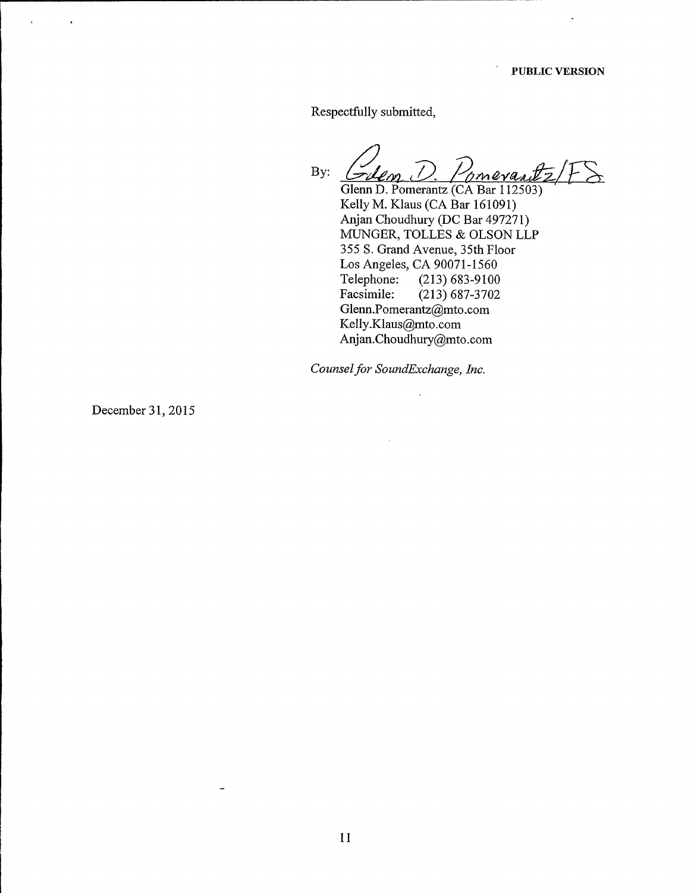**PUBLIC VERSION**

Respectfully submitted,

By: /s/ Glenn D. Pomerantz /FS

Glenn D. Pomerantz (CA Bar 112503)
Kelly M. Klaus (CA Bar 161091)
Anjan Choudhury (DC Bar 497271)
MUNGER, TOLLES & OLSON LLP
355 S. Grand Avenue, 35th Floor
Los Angeles, CA 90071-1560
Telephone: (213) 683-9100
Facsimile: (213) 687-3702
Glenn.Pomerantz@mto.com
Kelly.Klaus@mto.com
Anjan.Choudhury@mto.com

*Counsel for SoundExchange, Inc.*

December 31, 2015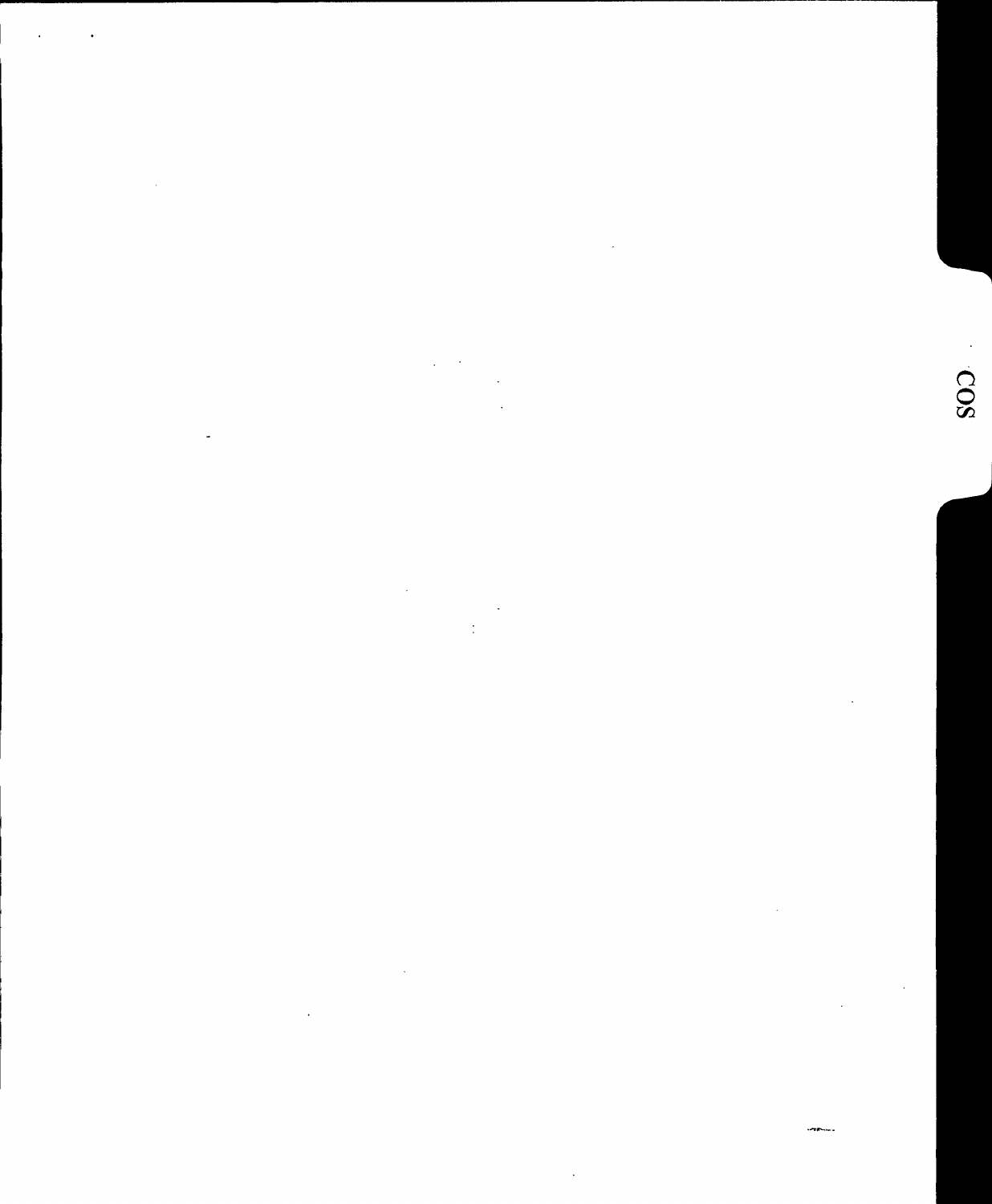COS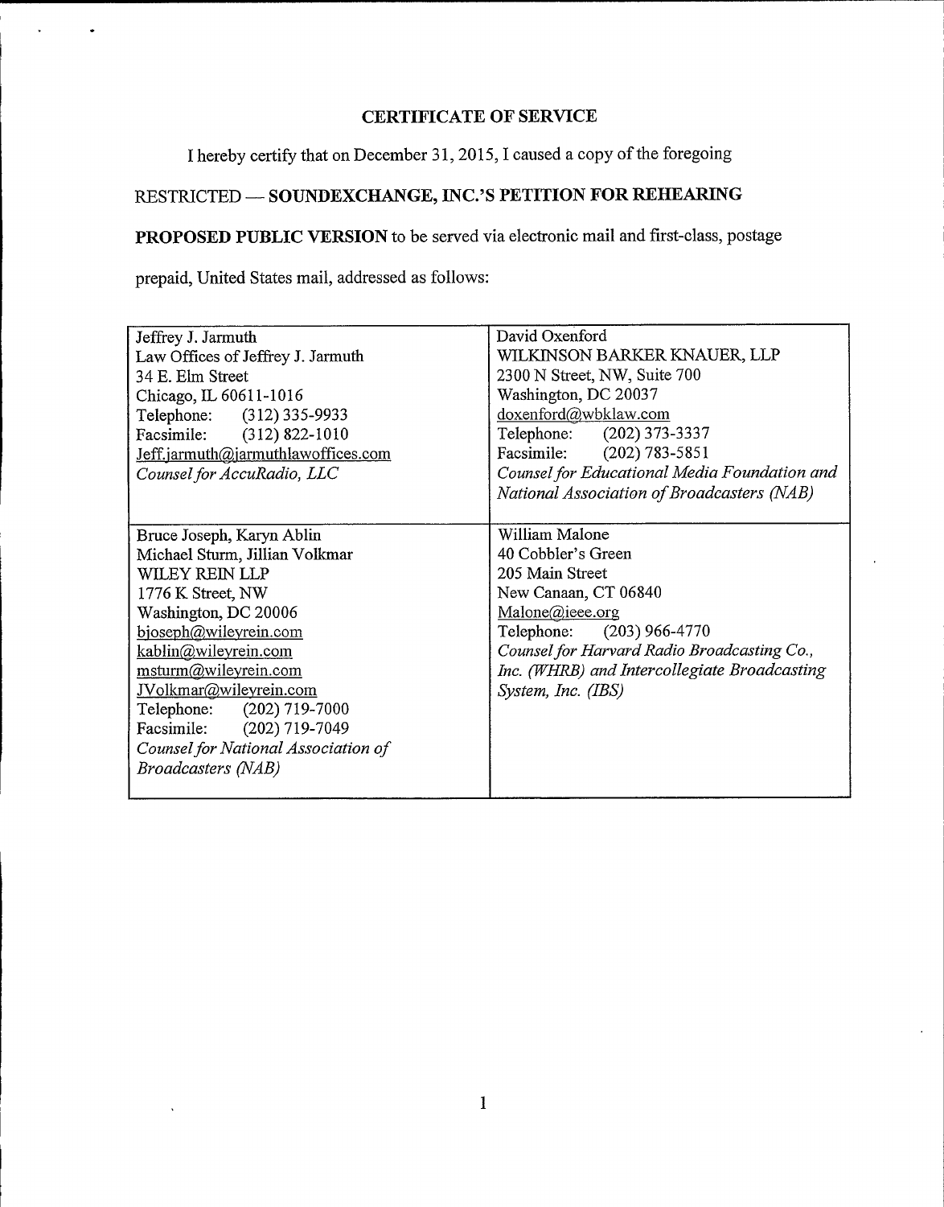## CERTIFICATE OF SERVICE

I hereby certify that on December 31, 2015, I caused a copy of the foregoing RESTRICTED — **SOUNDEXCHANGE, INC.'S PETITION FOR REHEARING PROPOSED PUBLIC VERSION** to be served via electronic mail and first-class, postage prepaid, United States mail, addressed as follows:

| | |
|---|---|
| Jeffrey J. Jarmuth<br>Law Offices of Jeffrey J. Jarmuth<br>34 E. Elm Street<br>Chicago, IL 60611-1016<br>Telephone: (312) 335-9933<br>Facsimile: (312) 822-1010<br>Jeff.jarmuth@jarmuthlawoffices.com<br>*Counsel for AccuRadio, LLC* | David Oxenford<br>WILKINSON BARKER KNAUER, LLP<br>2300 N Street, NW, Suite 700<br>Washington, DC 20037<br>doxenford@wbklaw.com<br>Telephone: (202) 373-3337<br>Facsimile: (202) 783-5851<br>*Counsel for Educational Media Foundation and National Association of Broadcasters (NAB)* |
| Bruce Joseph, Karyn Ablin<br>Michael Sturm, Jillian Volkmar<br>WILEY REIN LLP<br>1776 K Street, NW<br>Washington, DC 20006<br>bjoseph@wileyrein.com<br>kablin@wileyrein.com<br>msturm@wileyrein.com<br>JVolkmar@wileyrein.com<br>Telephone: (202) 719-7000<br>Facsimile: (202) 719-7049<br>*Counsel for National Association of Broadcasters (NAB)* | William Malone<br>40 Cobbler's Green<br>205 Main Street<br>New Canaan, CT 06840<br>Malone@ieee.org<br>Telephone: (203) 966-4770<br>*Counsel for Harvard Radio Broadcasting Co., Inc. (WHRB) and Intercollegiate Broadcasting System, Inc. (IBS)* |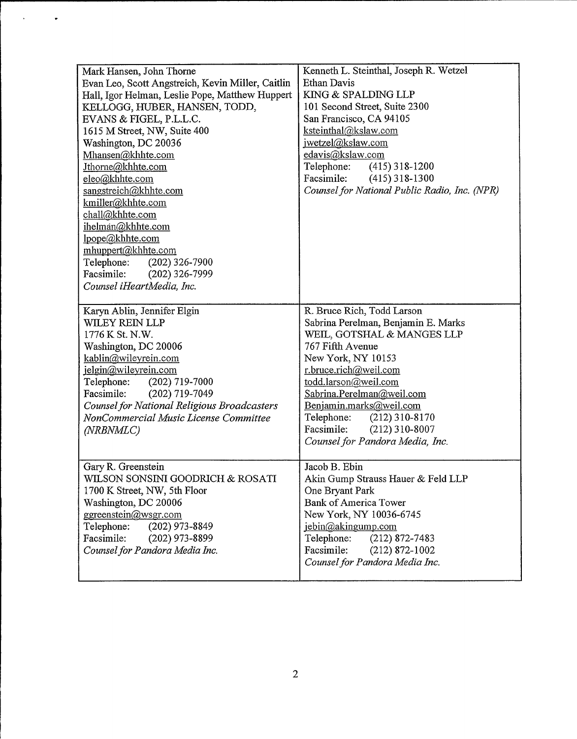| | |
|---|---|
| Mark Hansen, John Thorne<br>Evan Leo, Scott Angstreich, Kevin Miller, Caitlin Hall, Igor Helman, Leslie Pope, Matthew Huppert<br>KELLOGG, HUBER, HANSEN, TODD, EVANS & FIGEL, P.L.L.C.<br>1615 M Street, NW, Suite 400<br>Washington, DC 20036<br>Mhansen@khhte.com<br>Jthorne@khhte.com<br>eleo@khhte.com<br>sangstreich@khhte.com<br>kmiller@khhte.com<br>chall@khhte.com<br>ihelman@khhte.com<br>lpope@khhte.com<br>mhuppert@khhte.com<br>Telephone: (202) 326-7900<br>Facsimile: (202) 326-7999<br>*Counsel iHeartMedia, Inc.* | Kenneth L. Steinthal, Joseph R. Wetzel<br>Ethan Davis<br>KING & SPALDING LLP<br>101 Second Street, Suite 2300<br>San Francisco, CA 94105<br>ksteinthal@kslaw.com<br>jwetzel@kslaw.com<br>edavis@kslaw.com<br>Telephone: (415) 318-1200<br>Facsimile: (415) 318-1300<br>*Counsel for National Public Radio, Inc. (NPR)* |
| Karyn Ablin, Jennifer Elgin<br>WILEY REIN LLP<br>1776 K St. N.W.<br>Washington, DC 20006<br>kablin@wileyrein.com<br>jelgin@wileyrein.com<br>Telephone: (202) 719-7000<br>Facsimile: (202) 719-7049<br>*Counsel for National Religious Broadcasters NonCommercial Music License Committee (NRBNMLC)* | R. Bruce Rich, Todd Larson<br>Sabrina Perelman, Benjamin E. Marks<br>WEIL, GOTSHAL & MANGES LLP<br>767 Fifth Avenue<br>New York, NY 10153<br>r.bruce.rich@weil.com<br>todd.larson@weil.com<br>Sabrina.Perelman@weil.com<br>Benjamin.marks@weil.com<br>Telephone: (212) 310-8170<br>Facsimile: (212) 310-8007<br>*Counsel for Pandora Media, Inc.* |
| Gary R. Greenstein<br>WILSON SONSINI GOODRICH & ROSATI<br>1700 K Street, NW, 5th Floor<br>Washington, DC 20006<br>ggreenstein@wsgr.com<br>Telephone: (202) 973-8849<br>Facsimile: (202) 973-8899<br>*Counsel for Pandora Media Inc.* | Jacob B. Ebin<br>Akin Gump Strauss Hauer & Feld LLP<br>One Bryant Park<br>Bank of America Tower<br>New York, NY 10036-6745<br>jebin@akingump.com<br>Telephone: (212) 872-7483<br>Facsimile: (212) 872-1002<br>*Counsel for Pandora Media Inc.* |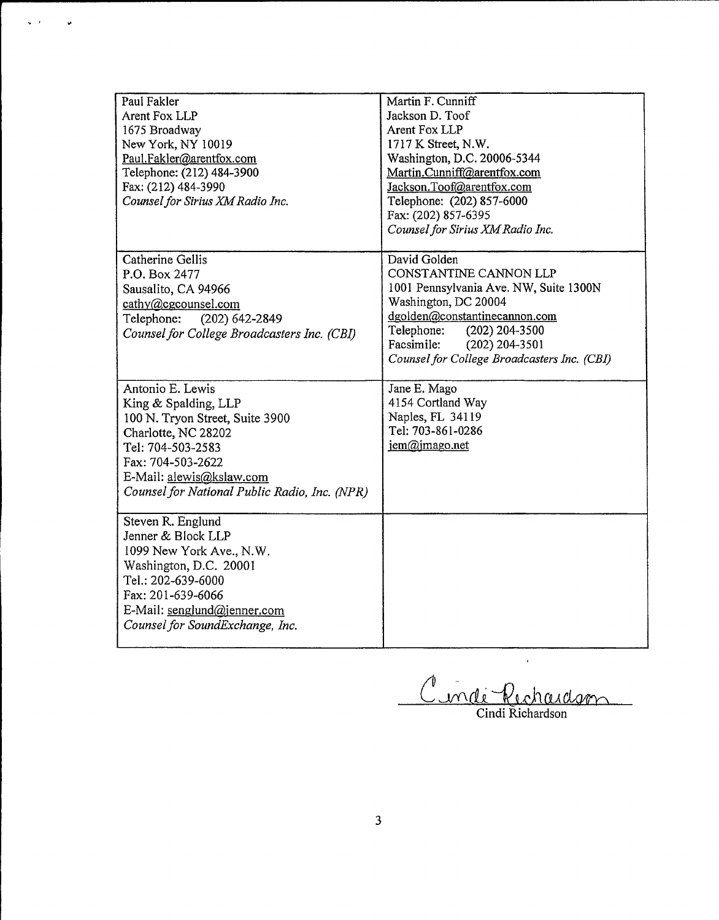| | |
|---|---|
| Paul Fakler<br>Arent Fox LLP<br>1675 Broadway<br>New York, NY 10019<br>Paul.Fakler@arentfox.com<br>Telephone: (212) 484-3900<br>Fax: (212) 484-3990<br>*Counsel for Sirius XM Radio Inc.* | Martin F. Cunniff<br>Jackson D. Toof<br>Arent Fox LLP<br>1717 K Street, N.W.<br>Washington, D.C. 20006-5344<br>Martin.Cunniff@arentfox.com<br>Jackson.Toof@arentfox.com<br>Telephone: (202) 857-6000<br>Fax: (202) 857-6395<br>*Counsel for Sirius XM Radio Inc.* |
| Catherine Gellis<br>P.O. Box 2477<br>Sausalito, CA 94966<br>cathy@cgcounsel.com<br>Telephone: (202) 642-2849<br>*Counsel for College Broadcasters Inc. (CBI)* | David Golden<br>CONSTANTINE CANNON LLP<br>1001 Pennsylvania Ave. NW, Suite 1300N<br>Washington, DC 20004<br>dgolden@constantinecannon.com<br>Telephone: (202) 204-3500<br>Facsimile: (202) 204-3501<br>*Counsel for College Broadcasters Inc. (CBI)* |
| Antonio E. Lewis<br>King & Spalding, LLP<br>100 N. Tryon Street, Suite 3900<br>Charlotte, NC 28202<br>Tel: 704-503-2583<br>Fax: 704-503-2622<br>E-Mail: alewis@kslaw.com<br>*Counsel for National Public Radio, Inc. (NPR)* | Jane E. Mago<br>4154 Cortland Way<br>Naples, FL 34119<br>Tel: 703-861-0286<br>jem@jmago.net |
| Steven R. Englund<br>Jenner & Block LLP<br>1099 New York Ave., N.W.<br>Washington, D.C. 20001<br>Tel.: 202-639-6000<br>Fax: 201-639-6066<br>E-Mail: senglund@jenner.com<br>*Counsel for SoundExchange, Inc.* | |

Cindi Richardson

Cindi Richardson